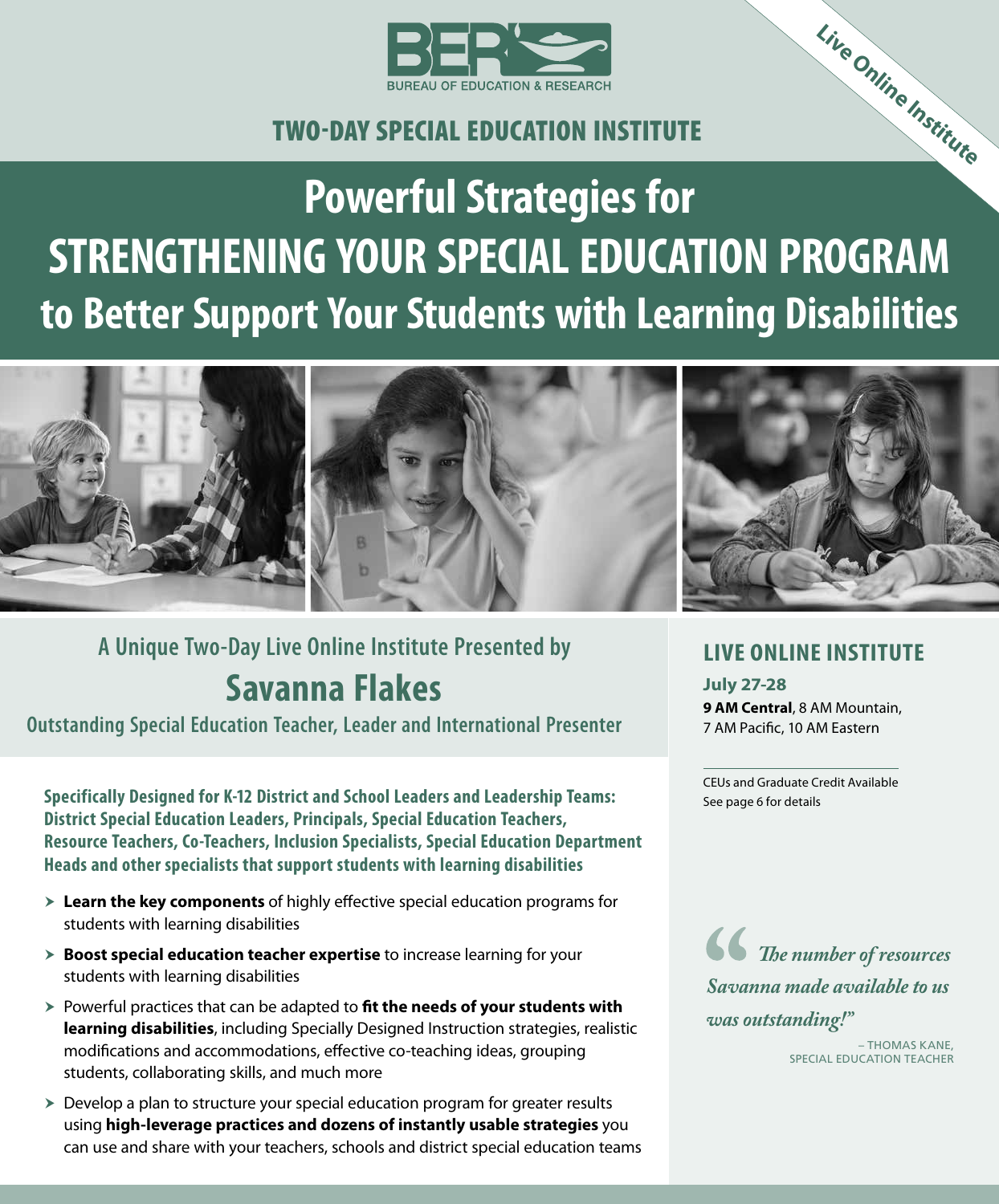BER
BUREAU OF EDUCATION & RESEARCH

Live Online Institute

TWO-DAY SPECIAL EDUCATION INSTITUTE

# Powerful Strategies for STRENGTHENING YOUR SPECIAL EDUCATION PROGRAM to Better Support Your Students with Learning Disabilities

## A Unique Two-Day Live Online Institute Presented by

## Savanna Flakes

**Outstanding Special Education Teacher, Leader and International Presenter**

**Specifically Designed for K-12 District and School Leaders and Leadership Teams: District Special Education Leaders, Principals, Special Education Teachers, Resource Teachers, Co-Teachers, Inclusion Specialists, Special Education Department Heads and other specialists that support students with learning disabilities**

- **Learn the key components** of highly effective special education programs for students with learning disabilities
- **Boost special education teacher expertise** to increase learning for your students with learning disabilities
- Powerful practices that can be adapted to **fit the needs of your students with learning disabilities**, including Specially Designed Instruction strategies, realistic modifications and accommodations, effective co-teaching ideas, grouping students, collaborating skills, and much more
- Develop a plan to structure your special education program for greater results using **high-leverage practices and dozens of instantly usable strategies** you can use and share with your teachers, schools and district special education teams

## LIVE ONLINE INSTITUTE

**July 27-28**
**9 AM Central**, 8 AM Mountain, 7 AM Pacific, 10 AM Eastern

CEUs and Graduate Credit Available
See page 6 for details

*"The number of resources Savanna made available to us was outstanding!"*

– THOMAS KANE, SPECIAL EDUCATION TEACHER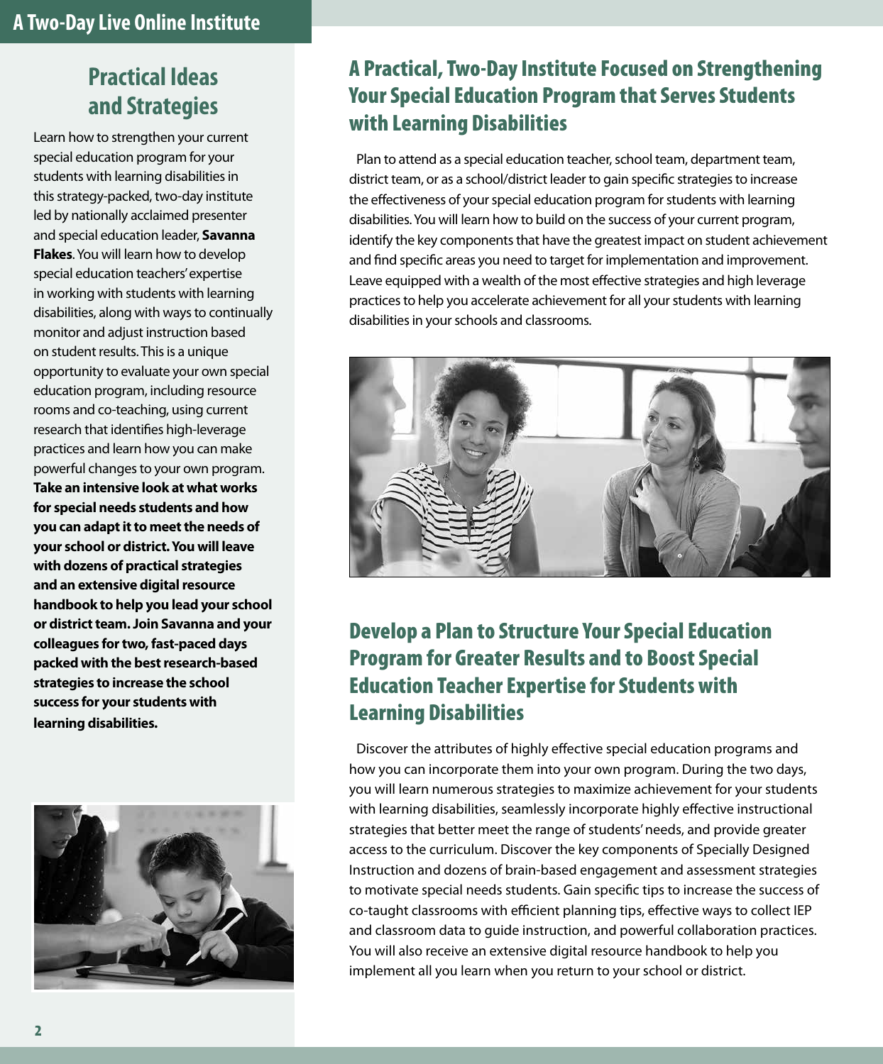# A Two-Day Live Online Institute

## Practical Ideas and Strategies

Learn how to strengthen your current special education program for your students with learning disabilities in this strategy-packed, two-day institute led by nationally acclaimed presenter and special education leader, **Savanna Flakes**. You will learn how to develop special education teachers' expertise in working with students with learning disabilities, along with ways to continually monitor and adjust instruction based on student results. This is a unique opportunity to evaluate your own special education program, including resource rooms and co-teaching, using current research that identifies high-leverage practices and learn how you can make powerful changes to your own program. **Take an intensive look at what works for special needs students and how you can adapt it to meet the needs of your school or district. You will leave with dozens of practical strategies and an extensive digital resource handbook to help you lead your school or district team. Join Savanna and your colleagues for two, fast-paced days packed with the best research-based strategies to increase the school success for your students with learning disabilities.**

## A Practical, Two-Day Institute Focused on Strengthening Your Special Education Program that Serves Students with Learning Disabilities

Plan to attend as a special education teacher, school team, department team, district team, or as a school/district leader to gain specific strategies to increase the effectiveness of your special education program for students with learning disabilities. You will learn how to build on the success of your current program, identify the key components that have the greatest impact on student achievement and find specific areas you need to target for implementation and improvement. Leave equipped with a wealth of the most effective strategies and high leverage practices to help you accelerate achievement for all your students with learning disabilities in your schools and classrooms.

## Develop a Plan to Structure Your Special Education Program for Greater Results and to Boost Special Education Teacher Expertise for Students with Learning Disabilities

Discover the attributes of highly effective special education programs and how you can incorporate them into your own program. During the two days, you will learn numerous strategies to maximize achievement for your students with learning disabilities, seamlessly incorporate highly effective instructional strategies that better meet the range of students' needs, and provide greater access to the curriculum. Discover the key components of Specially Designed Instruction and dozens of brain-based engagement and assessment strategies to motivate special needs students. Gain specific tips to increase the success of co-taught classrooms with efficient planning tips, effective ways to collect IEP and classroom data to guide instruction, and powerful collaboration practices. You will also receive an extensive digital resource handbook to help you implement all you learn when you return to your school or district.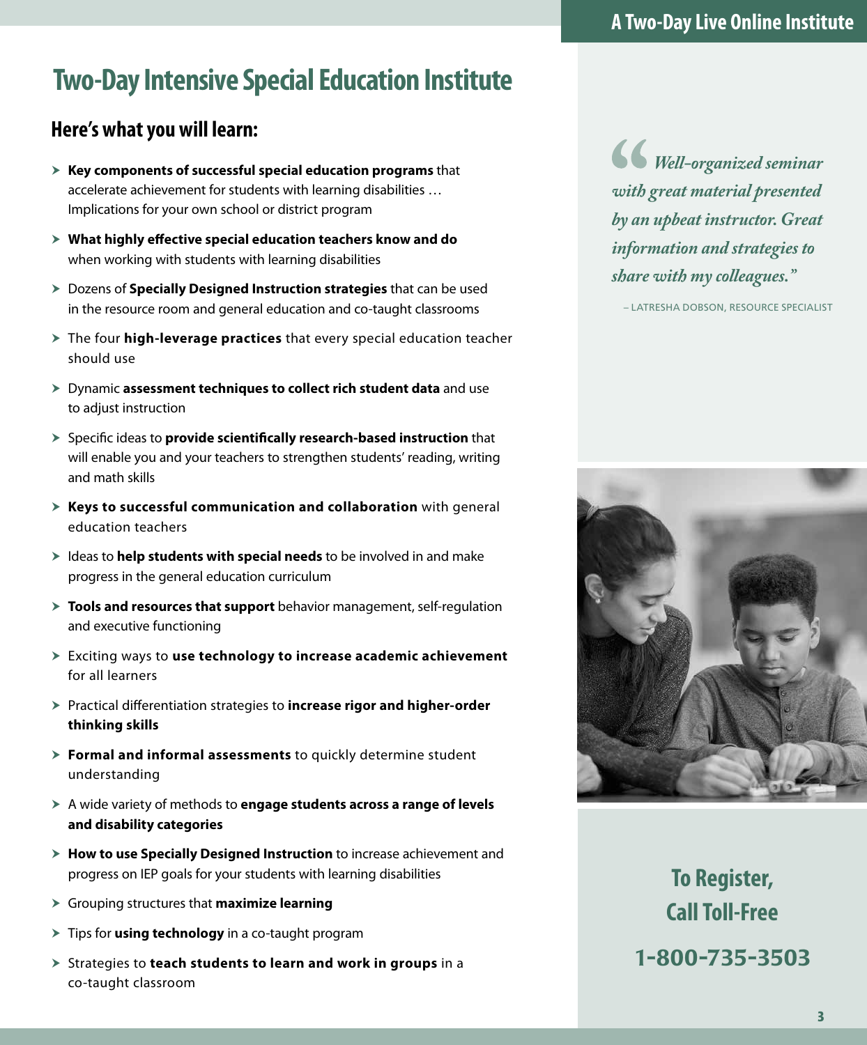A Two-Day Live Online Institute

# Two-Day Intensive Special Education Institute

## Here's what you will learn:

- **Key components of successful special education programs** that accelerate achievement for students with learning disabilities … Implications for your own school or district program
- **What highly effective special education teachers know and do** when working with students with learning disabilities
- Dozens of **Specially Designed Instruction strategies** that can be used in the resource room and general education and co-taught classrooms
- The four **high-leverage practices** that every special education teacher should use
- Dynamic **assessment techniques to collect rich student data** and use to adjust instruction
- Specific ideas to **provide scientifically research-based instruction** that will enable you and your teachers to strengthen students' reading, writing and math skills
- **Keys to successful communication and collaboration** with general education teachers
- Ideas to **help students with special needs** to be involved in and make progress in the general education curriculum
- **Tools and resources that support** behavior management, self-regulation and executive functioning
- Exciting ways to **use technology to increase academic achievement** for all learners
- Practical differentiation strategies to **increase rigor and higher-order thinking skills**
- **Formal and informal assessments** to quickly determine student understanding
- A wide variety of methods to **engage students across a range of levels and disability categories**
- **How to use Specially Designed Instruction** to increase achievement and progress on IEP goals for your students with learning disabilities
- Grouping structures that **maximize learning**
- Tips for **using technology** in a co-taught program
- Strategies to **teach students to learn and work in groups** in a co-taught classroom

> *"Well-organized seminar with great material presented by an upbeat instructor. Great information and strategies to share with my colleagues."*
>
> – LATRESHA DOBSON, RESOURCE SPECIALIST

**To Register, Call Toll-Free**

**1-800-735-3503**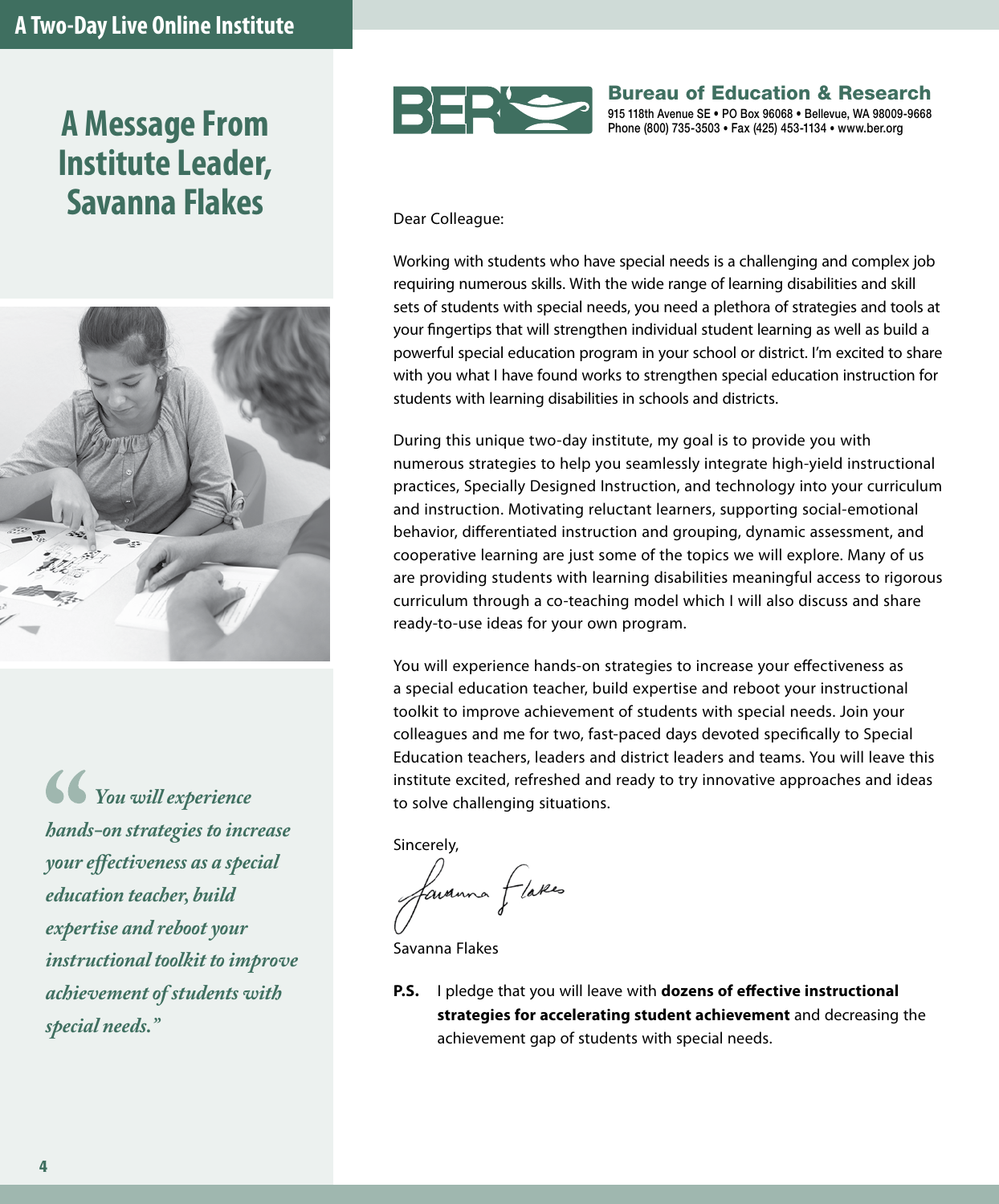A Two-Day Live Online Institute

# A Message From Institute Leader, Savanna Flakes

> *"You will experience hands-on strategies to increase your effectiveness as a special education teacher, build expertise and reboot your instructional toolkit to improve achievement of students with special needs."*

**Bureau of Education & Research**
915 118th Avenue SE • PO Box 96068 • Bellevue, WA 98009-9668
Phone (800) 735-3503 • Fax (425) 453-1134 • www.ber.org

Dear Colleague:

Working with students who have special needs is a challenging and complex job requiring numerous skills. With the wide range of learning disabilities and skill sets of students with special needs, you need a plethora of strategies and tools at your fingertips that will strengthen individual student learning as well as build a powerful special education program in your school or district. I'm excited to share with you what I have found works to strengthen special education instruction for students with learning disabilities in schools and districts.

During this unique two-day institute, my goal is to provide you with numerous strategies to help you seamlessly integrate high-yield instructional practices, Specially Designed Instruction, and technology into your curriculum and instruction. Motivating reluctant learners, supporting social-emotional behavior, differentiated instruction and grouping, dynamic assessment, and cooperative learning are just some of the topics we will explore. Many of us are providing students with learning disabilities meaningful access to rigorous curriculum through a co-teaching model which I will also discuss and share ready-to-use ideas for your own program.

You will experience hands-on strategies to increase your effectiveness as a special education teacher, build expertise and reboot your instructional toolkit to improve achievement of students with special needs. Join your colleagues and me for two, fast-paced days devoted specifically to Special Education teachers, leaders and district leaders and teams. You will leave this institute excited, refreshed and ready to try innovative approaches and ideas to solve challenging situations.

Sincerely,

Savanna Flakes

**P.S.** I pledge that you will leave with **dozens of effective instructional strategies for accelerating student achievement** and decreasing the achievement gap of students with special needs.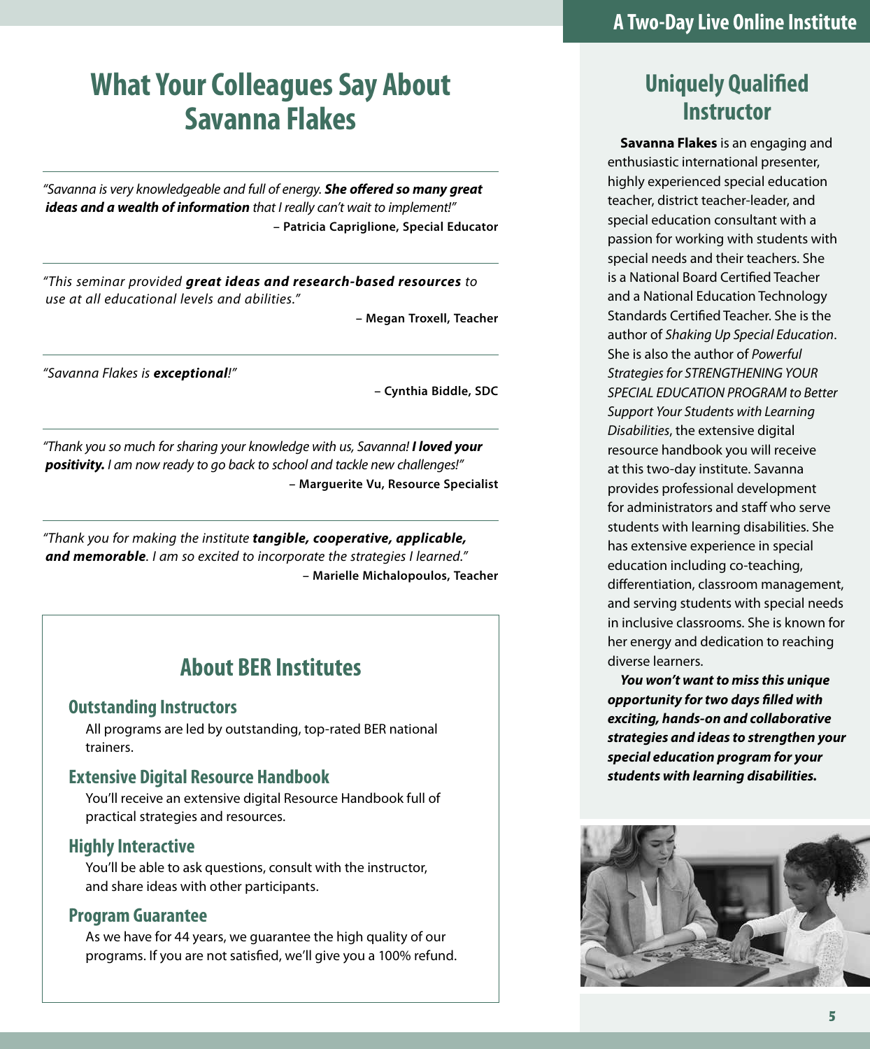# What Your Colleagues Say About Savanna Flakes

*"Savanna is very knowledgeable and full of energy.* ***She offered so many great ideas and a wealth of information*** *that I really can't wait to implement!"*

**– Patricia Capriglione, Special Educator**

*"This seminar provided* ***great ideas and research-based resources*** *to use at all educational levels and abilities."*

**– Megan Troxell, Teacher**

*"Savanna Flakes is* ***exceptional****!"*

**– Cynthia Biddle, SDC**

*"Thank you so much for sharing your knowledge with us, Savanna!* ***I loved your positivity.*** *I am now ready to go back to school and tackle new challenges!"*

**– Marguerite Vu, Resource Specialist**

*"Thank you for making the institute* ***tangible, cooperative, applicable, and memorable****. I am so excited to incorporate the strategies I learned."*

**– Marielle Michalopoulos, Teacher**

## About BER Institutes

### Outstanding Instructors

All programs are led by outstanding, top-rated BER national trainers.

### Extensive Digital Resource Handbook

You'll receive an extensive digital Resource Handbook full of practical strategies and resources.

### Highly Interactive

You'll be able to ask questions, consult with the instructor, and share ideas with other participants.

### Program Guarantee

As we have for 44 years, we guarantee the high quality of our programs. If you are not satisfied, we'll give you a 100% refund.

## A Two-Day Live Online Institute

## Uniquely Qualified Instructor

**Savanna Flakes** is an engaging and enthusiastic international presenter, highly experienced special education teacher, district teacher-leader, and special education consultant with a passion for working with students with special needs and their teachers. She is a National Board Certified Teacher and a National Education Technology Standards Certified Teacher. She is the author of *Shaking Up Special Education*. She is also the author of *Powerful Strategies for STRENGTHENING YOUR SPECIAL EDUCATION PROGRAM to Better Support Your Students with Learning Disabilities*, the extensive digital resource handbook you will receive at this two-day institute. Savanna provides professional development for administrators and staff who serve students with learning disabilities. She has extensive experience in special education including co-teaching, differentiation, classroom management, and serving students with special needs in inclusive classrooms. She is known for her energy and dedication to reaching diverse learners.

***You won't want to miss this unique opportunity for two days filled with exciting, hands-on and collaborative strategies and ideas to strengthen your special education program for your students with learning disabilities.***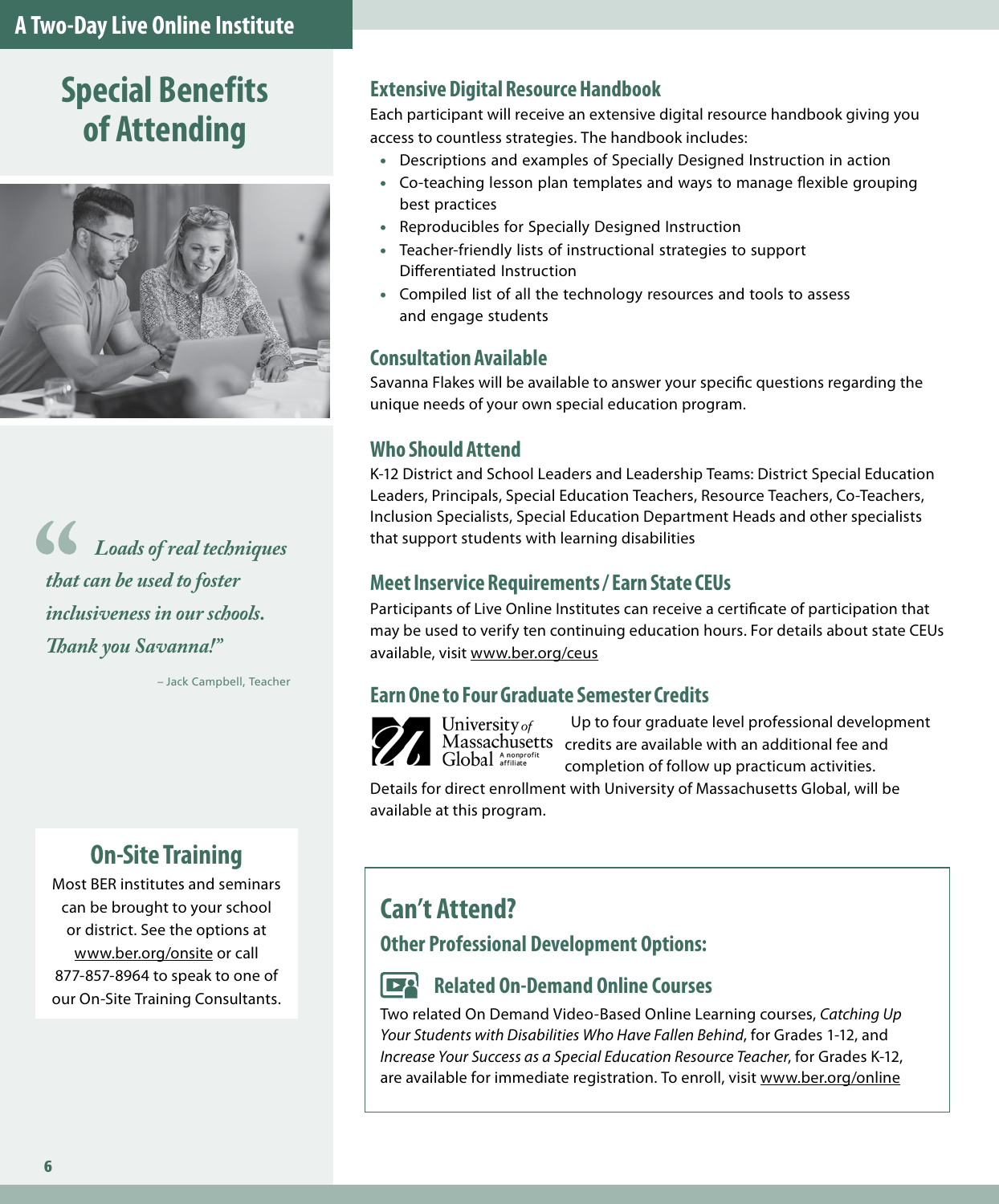A Two-Day Live Online Institute

# Special Benefits of Attending

> *Loads of real techniques that can be used to foster inclusiveness in our schools. Thank you Savanna!"*
>
> – Jack Campbell, Teacher

## On-Site Training

Most BER institutes and seminars can be brought to your school or district. See the options at www.ber.org/onsite or call 877-857-8964 to speak to one of our On-Site Training Consultants.

## Extensive Digital Resource Handbook

Each participant will receive an extensive digital resource handbook giving you access to countless strategies. The handbook includes:

- Descriptions and examples of Specially Designed Instruction in action
- Co-teaching lesson plan templates and ways to manage flexible grouping best practices
- Reproducibles for Specially Designed Instruction
- Teacher-friendly lists of instructional strategies to support Differentiated Instruction
- Compiled list of all the technology resources and tools to assess and engage students

## Consultation Available

Savanna Flakes will be available to answer your specific questions regarding the unique needs of your own special education program.

## Who Should Attend

K-12 District and School Leaders and Leadership Teams: District Special Education Leaders, Principals, Special Education Teachers, Resource Teachers, Co-Teachers, Inclusion Specialists, Special Education Department Heads and other specialists that support students with learning disabilities

## Meet Inservice Requirements / Earn State CEUs

Participants of Live Online Institutes can receive a certificate of participation that may be used to verify ten continuing education hours. For details about state CEUs available, visit www.ber.org/ceus

## Earn One to Four Graduate Semester Credits

University *of* Massachusetts Global A nonprofit affiliate

Up to four graduate level professional development credits are available with an additional fee and completion of follow up practicum activities.

Details for direct enrollment with University of Massachusetts Global, will be available at this program.

## Can't Attend?

### Other Professional Development Options:

### Related On-Demand Online Courses

Two related On Demand Video-Based Online Learning courses, *Catching Up Your Students with Disabilities Who Have Fallen Behind*, for Grades 1-12, and *Increase Your Success as a Special Education Resource Teacher*, for Grades K-12, are available for immediate registration. To enroll, visit www.ber.org/online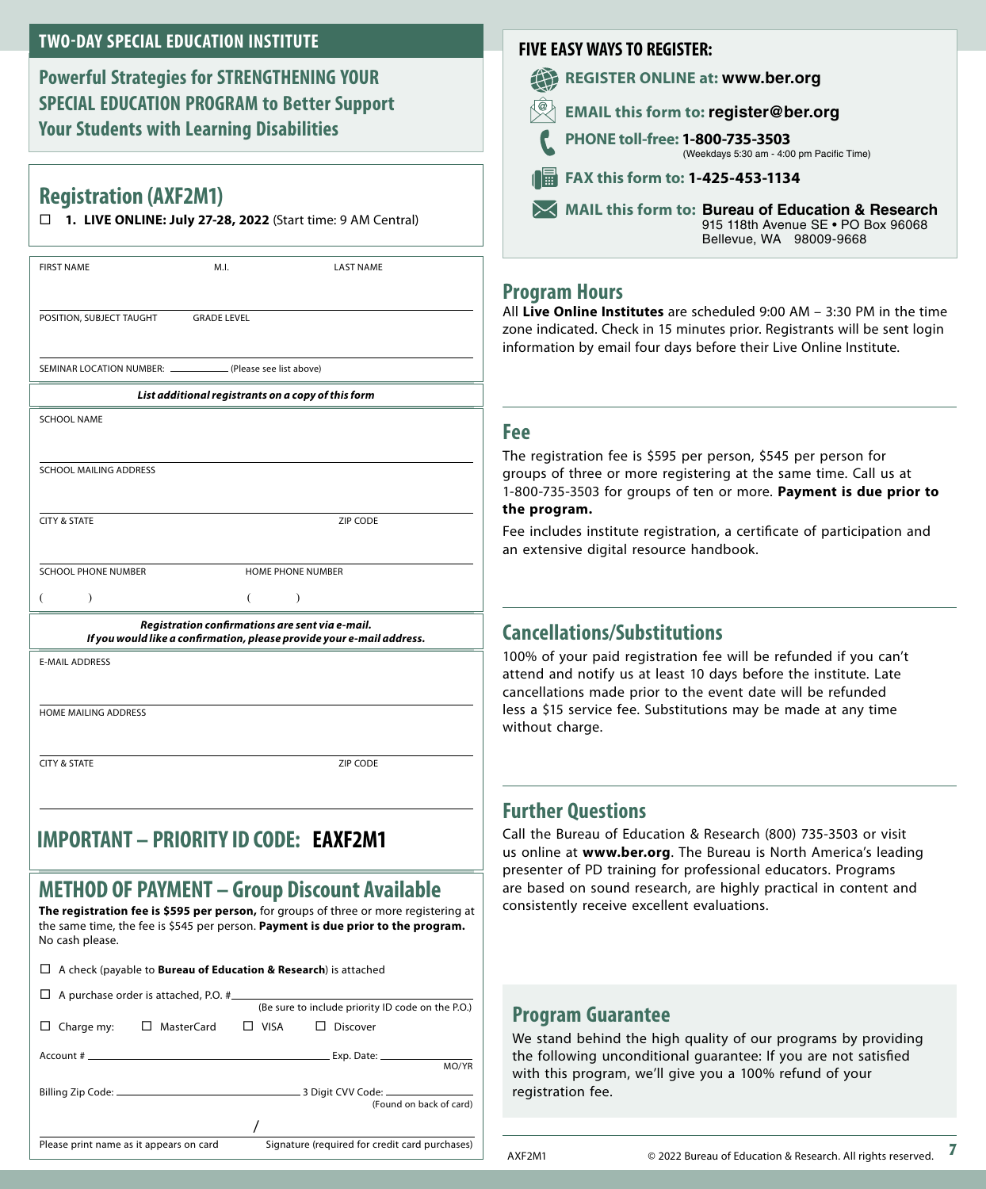## TWO-DAY SPECIAL EDUCATION INSTITUTE

**Powerful Strategies for STRENGTHENING YOUR SPECIAL EDUCATION PROGRAM to Better Support Your Students with Learning Disabilities**

## Registration (AXF2M1)

☐ **1. LIVE ONLINE: July 27-28, 2022** (Start time: 9 AM Central)

FIRST NAME M.I. LAST NAME

POSITION, SUBJECT TAUGHT GRADE LEVEL

SEMINAR LOCATION NUMBER: __________ (Please see list above)

***List additional registrants on a copy of this form***

SCHOOL NAME

SCHOOL MAILING ADDRESS

CITY & STATE ZIP CODE

SCHOOL PHONE NUMBER HOME PHONE NUMBER

( ) ( )

***Registration confirmations are sent via e-mail. If you would like a confirmation, please provide your e-mail address.***

E-MAIL ADDRESS

HOME MAILING ADDRESS

CITY & STATE ZIP CODE

## IMPORTANT – PRIORITY ID CODE: EAXF2M1

## METHOD OF PAYMENT – Group Discount Available

**The registration fee is $595 per person,** for groups of three or more registering at the same time, the fee is $545 per person. **Payment is due prior to the program.** No cash please.

☐ A check (payable to **Bureau of Education & Research**) is attached

☐ A purchase order is attached, P.O. # __________ (Be sure to include priority ID code on the P.O.)

☐ Charge my: ☐ MasterCard ☐ VISA ☐ Discover

Account # __________ Exp. Date: __________ MO/YR

Billing Zip Code: __________ 3 Digit CVV Code: __________ (Found on back of card)

Please print name as it appears on card / Signature (required for credit card purchases)

## FIVE EASY WAYS TO REGISTER:

- **REGISTER ONLINE at: www.ber.org**
- **EMAIL this form to: register@ber.org**
- **PHONE toll-free: 1-800-735-3503** (Weekdays 5:30 am - 4:00 pm Pacific Time)
- **FAX this form to: 1-425-453-1134**
- **MAIL this form to: Bureau of Education & Research**
  915 118th Avenue SE • PO Box 96068
  Bellevue, WA 98009-9668

## Program Hours

All **Live Online Institutes** are scheduled 9:00 AM – 3:30 PM in the time zone indicated. Check in 15 minutes prior. Registrants will be sent login information by email four days before their Live Online Institute.

## Fee

The registration fee is $595 per person, $545 per person for groups of three or more registering at the same time. Call us at 1-800-735-3503 for groups of ten or more. **Payment is due prior to the program.**

Fee includes institute registration, a certificate of participation and an extensive digital resource handbook.

## Cancellations/Substitutions

100% of your paid registration fee will be refunded if you can't attend and notify us at least 10 days before the institute. Late cancellations made prior to the event date will be refunded less a $15 service fee. Substitutions may be made at any time without charge.

## Further Questions

Call the Bureau of Education & Research (800) 735-3503 or visit us online at **www.ber.org**. The Bureau is North America's leading presenter of PD training for professional educators. Programs are based on sound research, are highly practical in content and consistently receive excellent evaluations.

## Program Guarantee

We stand behind the high quality of our programs by providing the following unconditional guarantee: If you are not satisfied with this program, we'll give you a 100% refund of your registration fee.

AXF2M1 © 2022 Bureau of Education & Research. All rights reserved.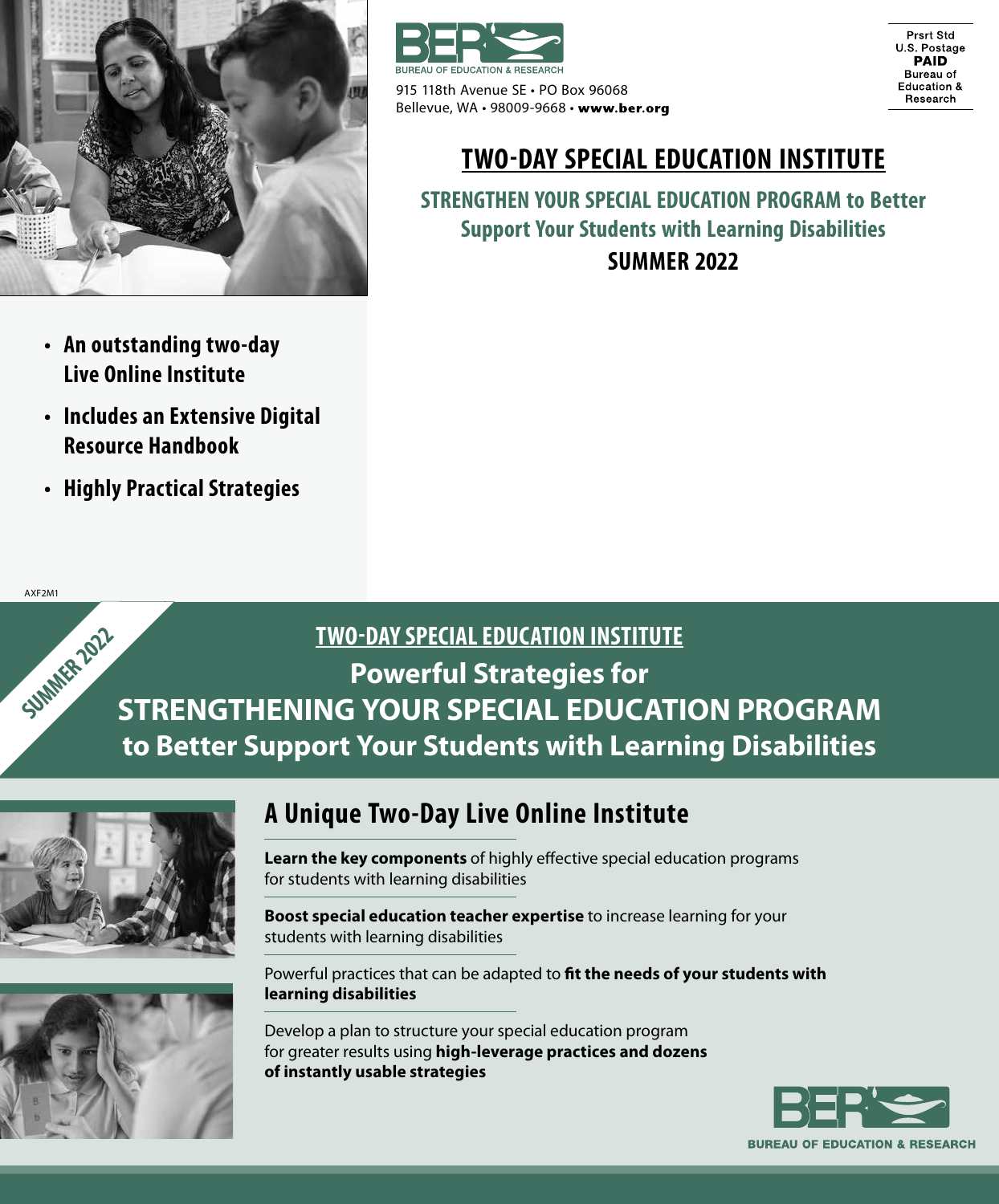BUREAU OF EDUCATION & RESEARCH

915 118th Avenue SE • PO Box 96068
Bellevue, WA • 98009-9668 • **www.ber.org**

Prsrt Std
U.S. Postage
**PAID**
Bureau of
Education &
Research

# TWO-DAY SPECIAL EDUCATION INSTITUTE

**STRENGTHEN YOUR SPECIAL EDUCATION PROGRAM to Better Support Your Students with Learning Disabilities**

**SUMMER 2022**

- **An outstanding two-day Live Online Institute**
- **Includes an Extensive Digital Resource Handbook**
- **Highly Practical Strategies**

AXF2M1

SUMMER 2022

## TWO-DAY SPECIAL EDUCATION INSTITUTE

**Powerful Strategies for STRENGTHENING YOUR SPECIAL EDUCATION PROGRAM to Better Support Your Students with Learning Disabilities**

## A Unique Two-Day Live Online Institute

**Learn the key components** of highly effective special education programs for students with learning disabilities

**Boost special education teacher expertise** to increase learning for your students with learning disabilities

Powerful practices that can be adapted to **fit the needs of your students with learning disabilities**

Develop a plan to structure your special education program for greater results using **high-leverage practices and dozens of instantly usable strategies**

BUREAU OF EDUCATION & RESEARCH